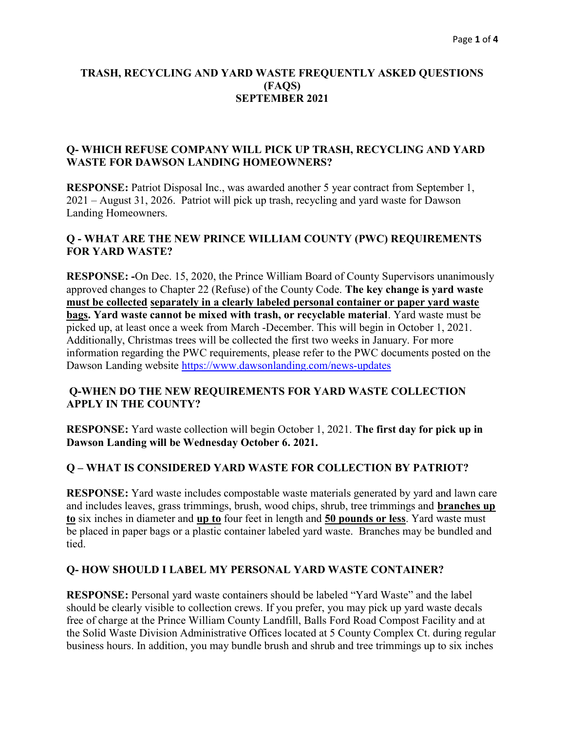# TRASH, RECYCLING AND YARD WASTE FREQUENTLY ASKED QUESTIONS (FAQS) SEPTEMBER 2021

## Q- WHICH REFUSE COMPANY WILL PICK UP TRASH, RECYCLING AND YARD WASTE FOR DAWSON LANDING HOMEOWNERS?

**RESPONSE:** Patriot Disposal Inc., was awarded another 5 year contract from September 1, 2021 – August 31, 2026. Patriot will pick up trash, recycling and yard waste for Dawson Landing Homeowners.

## Q - WHAT ARE THE NEW PRINCE WILLIAM COUNTY (PWC) REQUIREMENTS FOR YARD WASTE?

**RESPONSE: -**On Dec. 15, 2020, the Prince William Board of County Supervisors unanimously approved changes to Chapter 22 (Refuse) of the County Code. **The key change is yard waste <u>must be collected</u> <u>separately in a clearly labeled personal container or paper yard waste bags</u>. Yard waste cannot be mixed with trash, or recyclable material**. Yard waste must be picked up, at least once a week from March -December. This will begin in October 1, 2021. Additionally, Christmas trees will be collected the first two weeks in January. For more information regarding the PWC requirements, please refer to the PWC documents posted on the Dawson Landing website [https://www.dawsonlanding.com/news-updates](https://www.dawsonlanding.com/news-updates)

## Q-WHEN DO THE NEW REQUIREMENTS FOR YARD WASTE COLLECTION APPLY IN THE COUNTY?

**RESPONSE:** Yard waste collection will begin October 1, 2021. **The first day for pick up in Dawson Landing will be Wednesday October 6. 2021.**

## Q – WHAT IS CONSIDERED YARD WASTE FOR COLLECTION BY PATRIOT?

**RESPONSE:** Yard waste includes compostable waste materials generated by yard and lawn care and includes leaves, grass trimmings, brush, wood chips, shrub, tree trimmings and **<u>branches up to</u>** six inches in diameter and **<u>up to</u>** four feet in length and **<u>50 pounds or less</u>**. Yard waste must be placed in paper bags or a plastic container labeled yard waste. Branches may be bundled and tied.

## Q- HOW SHOULD I LABEL MY PERSONAL YARD WASTE CONTAINER?

**RESPONSE:** Personal yard waste containers should be labeled "Yard Waste" and the label should be clearly visible to collection crews. If you prefer, you may pick up yard waste decals free of charge at the Prince William County Landfill, Balls Ford Road Compost Facility and at the Solid Waste Division Administrative Offices located at 5 County Complex Ct. during regular business hours. In addition, you may bundle brush and shrub and tree trimmings up to six inches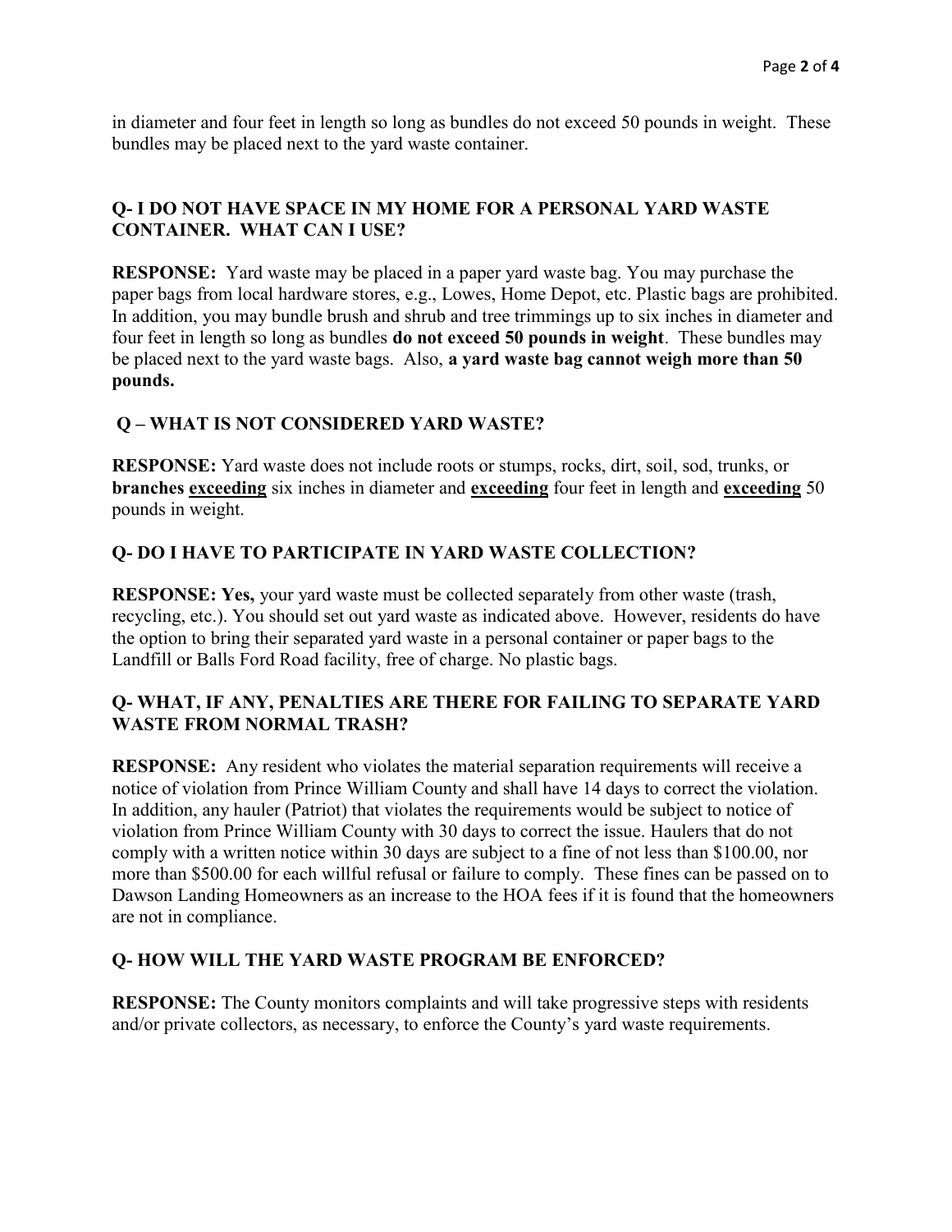in diameter and four feet in length so long as bundles do not exceed 50 pounds in weight. These bundles may be placed next to the yard waste container.

**Q- I DO NOT HAVE SPACE IN MY HOME FOR A PERSONAL YARD WASTE CONTAINER. WHAT CAN I USE?**

**RESPONSE:** Yard waste may be placed in a paper yard waste bag. You may purchase the paper bags from local hardware stores, e.g., Lowes, Home Depot, etc. Plastic bags are prohibited. In addition, you may bundle brush and shrub and tree trimmings up to six inches in diameter and four feet in length so long as bundles **do not exceed 50 pounds in weight**. These bundles may be placed next to the yard waste bags. Also, **a yard waste bag cannot weigh more than 50 pounds.**

**Q – WHAT IS NOT CONSIDERED YARD WASTE?**

**RESPONSE:** Yard waste does not include roots or stumps, rocks, dirt, soil, sod, trunks, or **branches <u>exceeding</u>** six inches in diameter and **<u>exceeding</u>** four feet in length and **<u>exceeding</u>** 50 pounds in weight.

**Q- DO I HAVE TO PARTICIPATE IN YARD WASTE COLLECTION?**

**RESPONSE: Yes,** your yard waste must be collected separately from other waste (trash, recycling, etc.). You should set out yard waste as indicated above. However, residents do have the option to bring their separated yard waste in a personal container or paper bags to the Landfill or Balls Ford Road facility, free of charge. No plastic bags.

**Q- WHAT, IF ANY, PENALTIES ARE THERE FOR FAILING TO SEPARATE YARD WASTE FROM NORMAL TRASH?**

**RESPONSE:** Any resident who violates the material separation requirements will receive a notice of violation from Prince William County and shall have 14 days to correct the violation. In addition, any hauler (Patriot) that violates the requirements would be subject to notice of violation from Prince William County with 30 days to correct the issue. Haulers that do not comply with a written notice within 30 days are subject to a fine of not less than $100.00, nor more than $500.00 for each willful refusal or failure to comply. These fines can be passed on to Dawson Landing Homeowners as an increase to the HOA fees if it is found that the homeowners are not in compliance.

**Q- HOW WILL THE YARD WASTE PROGRAM BE ENFORCED?**

**RESPONSE:** The County monitors complaints and will take progressive steps with residents and/or private collectors, as necessary, to enforce the County's yard waste requirements.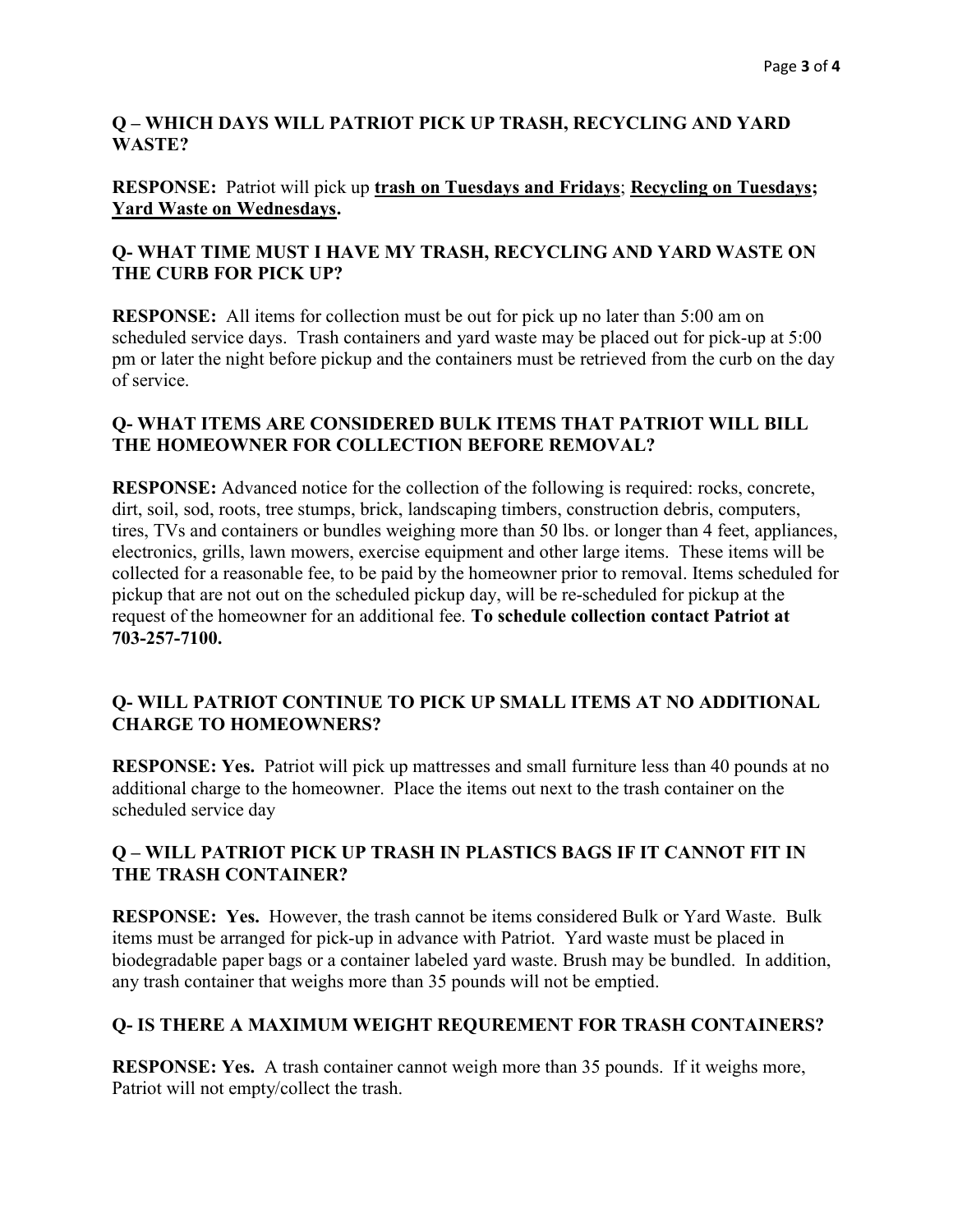**Q – WHICH DAYS WILL PATRIOT PICK UP TRASH, RECYCLING AND YARD WASTE?**

**RESPONSE:** Patriot will pick up **trash on Tuesdays and Fridays**; **Recycling on Tuesdays; Yard Waste on Wednesdays.**

**Q- WHAT TIME MUST I HAVE MY TRASH, RECYCLING AND YARD WASTE ON THE CURB FOR PICK UP?**

**RESPONSE:** All items for collection must be out for pick up no later than 5:00 am on scheduled service days. Trash containers and yard waste may be placed out for pick-up at 5:00 pm or later the night before pickup and the containers must be retrieved from the curb on the day of service.

**Q- WHAT ITEMS ARE CONSIDERED BULK ITEMS THAT PATRIOT WILL BILL THE HOMEOWNER FOR COLLECTION BEFORE REMOVAL?**

**RESPONSE:** Advanced notice for the collection of the following is required: rocks, concrete, dirt, soil, sod, roots, tree stumps, brick, landscaping timbers, construction debris, computers, tires, TVs and containers or bundles weighing more than 50 lbs. or longer than 4 feet, appliances, electronics, grills, lawn mowers, exercise equipment and other large items. These items will be collected for a reasonable fee, to be paid by the homeowner prior to removal. Items scheduled for pickup that are not out on the scheduled pickup day, will be re-scheduled for pickup at the request of the homeowner for an additional fee. **To schedule collection contact Patriot at 703-257-7100.**

**Q- WILL PATRIOT CONTINUE TO PICK UP SMALL ITEMS AT NO ADDITIONAL CHARGE TO HOMEOWNERS?**

**RESPONSE: Yes.** Patriot will pick up mattresses and small furniture less than 40 pounds at no additional charge to the homeowner. Place the items out next to the trash container on the scheduled service day

**Q – WILL PATRIOT PICK UP TRASH IN PLASTICS BAGS IF IT CANNOT FIT IN THE TRASH CONTAINER?**

**RESPONSE: Yes.** However, the trash cannot be items considered Bulk or Yard Waste. Bulk items must be arranged for pick-up in advance with Patriot. Yard waste must be placed in biodegradable paper bags or a container labeled yard waste. Brush may be bundled. In addition, any trash container that weighs more than 35 pounds will not be emptied.

**Q- IS THERE A MAXIMUM WEIGHT REQUREMENT FOR TRASH CONTAINERS?**

**RESPONSE: Yes.** A trash container cannot weigh more than 35 pounds. If it weighs more, Patriot will not empty/collect the trash.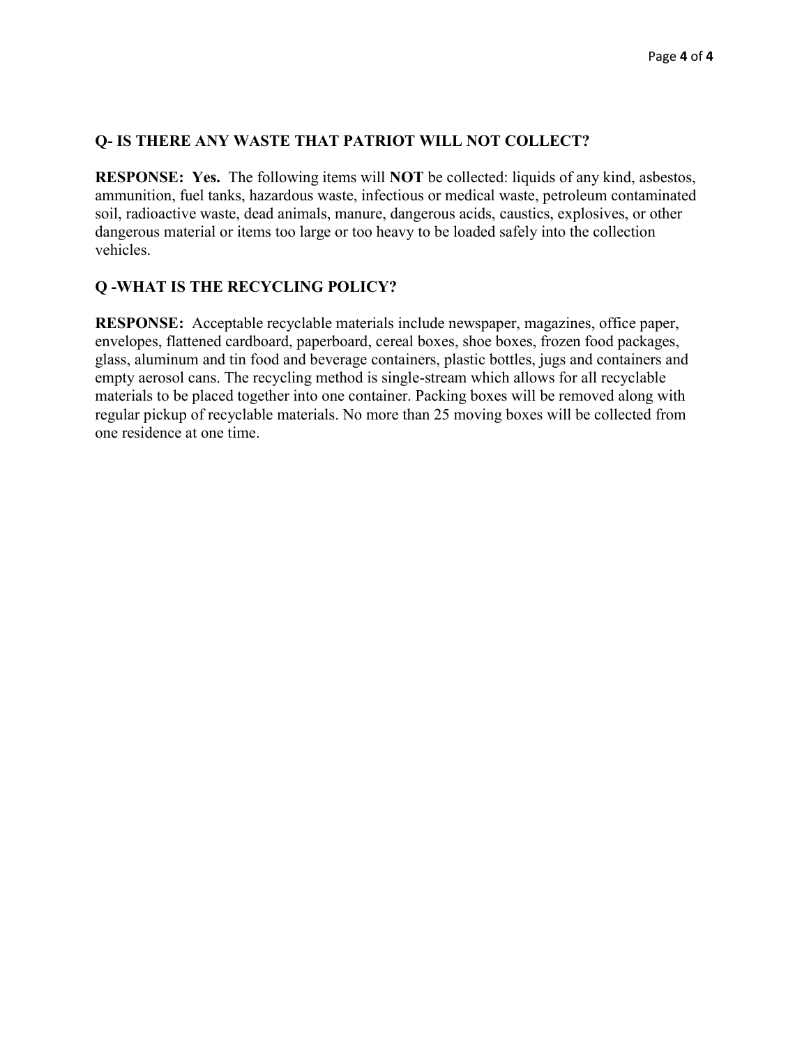**Q- IS THERE ANY WASTE THAT PATRIOT WILL NOT COLLECT?**

**RESPONSE: Yes.** The following items will **NOT** be collected: liquids of any kind, asbestos, ammunition, fuel tanks, hazardous waste, infectious or medical waste, petroleum contaminated soil, radioactive waste, dead animals, manure, dangerous acids, caustics, explosives, or other dangerous material or items too large or too heavy to be loaded safely into the collection vehicles.

**Q -WHAT IS THE RECYCLING POLICY?**

**RESPONSE:** Acceptable recyclable materials include newspaper, magazines, office paper, envelopes, flattened cardboard, paperboard, cereal boxes, shoe boxes, frozen food packages, glass, aluminum and tin food and beverage containers, plastic bottles, jugs and containers and empty aerosol cans. The recycling method is single-stream which allows for all recyclable materials to be placed together into one container. Packing boxes will be removed along with regular pickup of recyclable materials. No more than 25 moving boxes will be collected from one residence at one time.